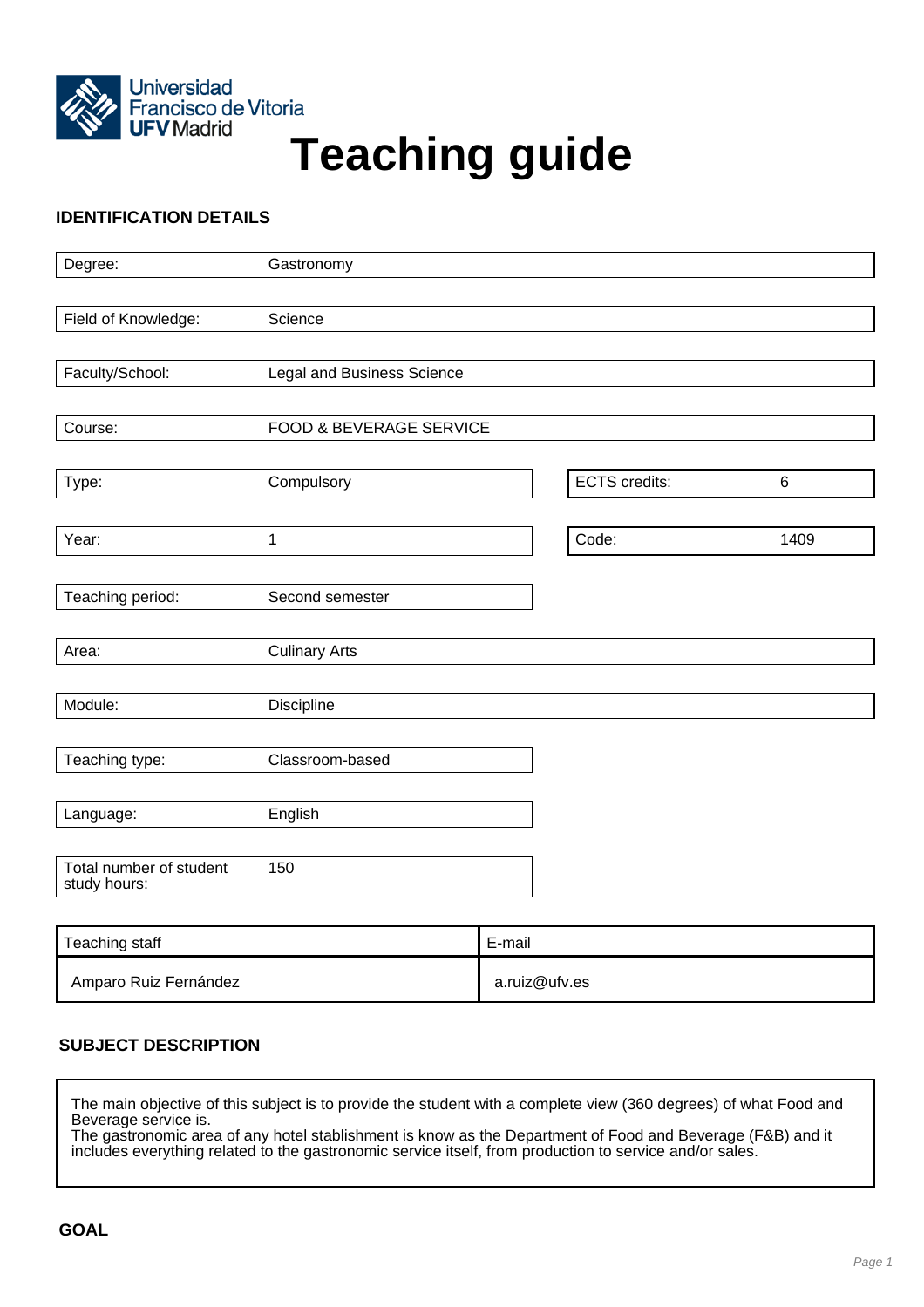Universidad Francisco de Vitoria UFV Madrid

# Teaching guide

## IDENTIFICATION DETAILS

| | |
|---|---|
| Degree: | Gastronomy |
| Field of Knowledge: | Science |
| Faculty/School: | Legal and Business Science |
| Course: | FOOD & BEVERAGE SERVICE |
| Type: | Compulsory |
| ECTS credits: | 6 |
| Year: | 1 |
| Code: | 1409 |
| Teaching period: | Second semester |
| Area: | Culinary Arts |
| Module: | Discipline |
| Teaching type: | Classroom-based |
| Language: | English |
| Total number of student study hours: | 150 |

| Teaching staff | E-mail |
|---|---|
| Amparo Ruiz Fernández | a.ruiz@ufv.es |

## SUBJECT DESCRIPTION

The main objective of this subject is to provide the student with a complete view (360 degrees) of what Food and Beverage service is.
The gastronomic area of any hotel stablishment is know as the Department of Food and Beverage (F&B) and it includes everything related to the gastronomic service itself, from production to service and/or sales.

## GOAL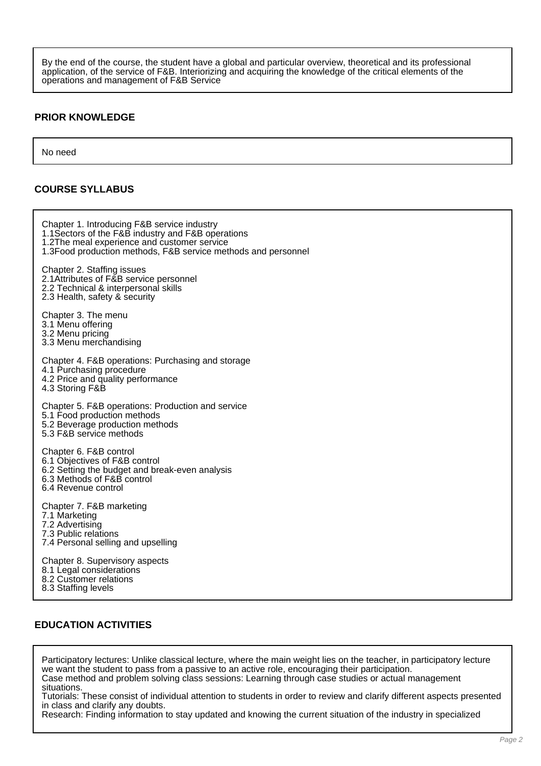By the end of the course, the student have a global and particular overview, theoretical and its professional application, of the service of F&B. Interiorizing and acquiring the knowledge of the critical elements of the operations and management of F&B Service

## PRIOR KNOWLEDGE

No need

## COURSE SYLLABUS

Chapter 1. Introducing F&B service industry
1.1Sectors of the F&B industry and F&B operations
1.2The meal experience and customer service
1.3Food production methods, F&B service methods and personnel

Chapter 2. Staffing issues
2.1Attributes of F&B service personnel
2.2 Technical & interpersonal skills
2.3 Health, safety & security

Chapter 3. The menu
3.1 Menu offering
3.2 Menu pricing
3.3 Menu merchandising

Chapter 4. F&B operations: Purchasing and storage
4.1 Purchasing procedure
4.2 Price and quality performance
4.3 Storing F&B

Chapter 5. F&B operations: Production and service
5.1 Food production methods
5.2 Beverage production methods
5.3 F&B service methods

Chapter 6. F&B control
6.1 Objectives of F&B control
6.2 Setting the budget and break-even analysis
6.3 Methods of F&B control
6.4 Revenue control

Chapter 7. F&B marketing
7.1 Marketing
7.2 Advertising
7.3 Public relations
7.4 Personal selling and upselling

Chapter 8. Supervisory aspects
8.1 Legal considerations
8.2 Customer relations
8.3 Staffing levels

## EDUCATION ACTIVITIES

Participatory lectures: Unlike classical lecture, where the main weight lies on the teacher, in participatory lecture we want the student to pass from a passive to an active role, encouraging their participation.
Case method and problem solving class sessions: Learning through case studies or actual management situations.
Tutorials: These consist of individual attention to students in order to review and clarify different aspects presented in class and clarify any doubts.
Research: Finding information to stay updated and knowing the current situation of the industry in specialized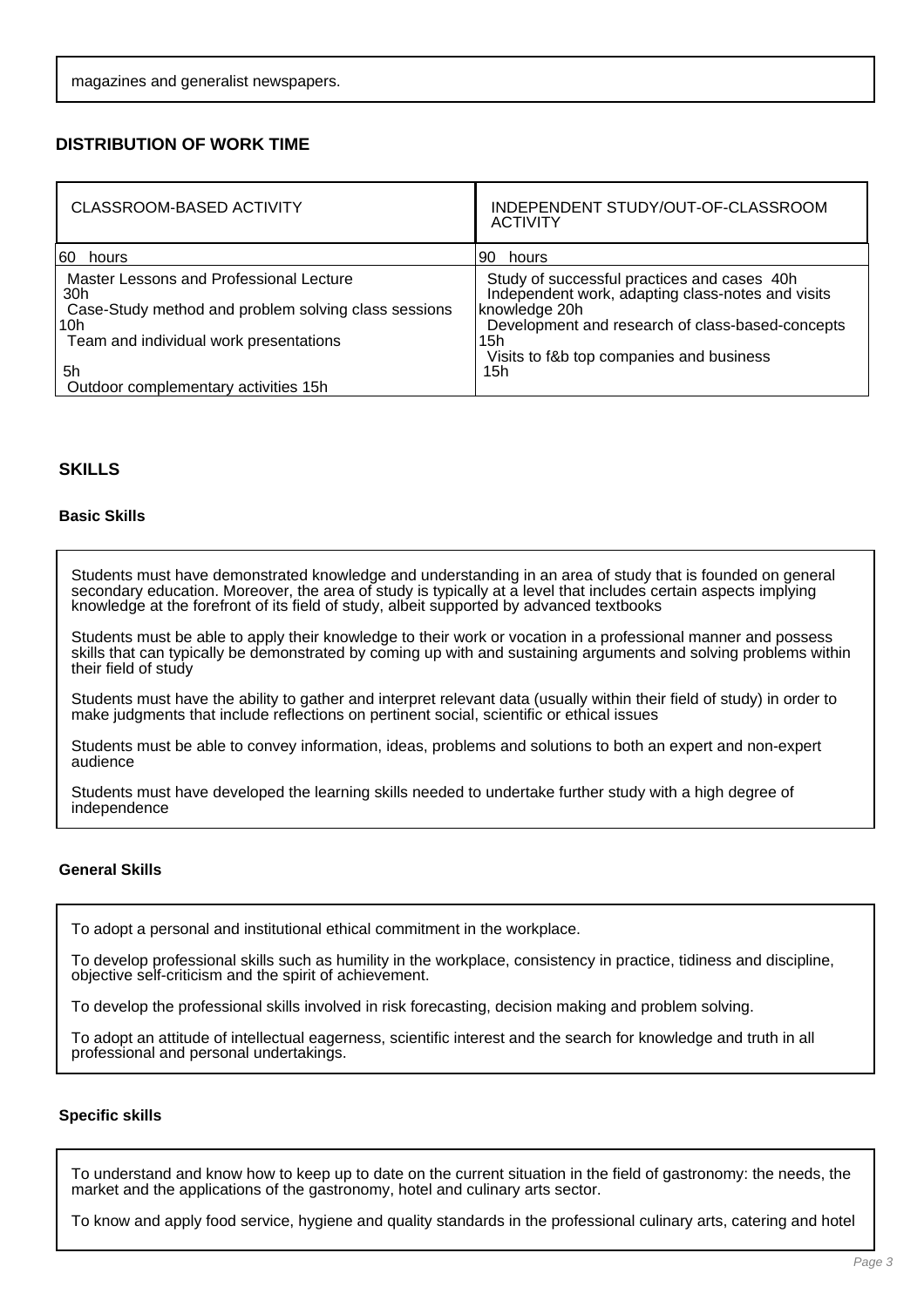magazines and generalist newspapers.

### DISTRIBUTION OF WORK TIME

| CLASSROOM-BASED ACTIVITY | INDEPENDENT STUDY/OUT-OF-CLASSROOM ACTIVITY |
| --- | --- |
| 60 hours | 90 hours |
| Master Lessons and Professional Lecture 30h<br>Case-Study method and problem solving class sessions 10h<br>Team and individual work presentations 5h<br>Outdoor complementary activities 15h | Study of successful practices and cases 40h<br>Independent work, adapting class-notes and visits knowledge 20h<br>Development and research of class-based-concepts 15h<br>Visits to f&b top companies and business 15h |

### SKILLS

#### Basic Skills

Students must have demonstrated knowledge and understanding in an area of study that is founded on general secondary education. Moreover, the area of study is typically at a level that includes certain aspects implying knowledge at the forefront of its field of study, albeit supported by advanced textbooks

Students must be able to apply their knowledge to their work or vocation in a professional manner and possess skills that can typically be demonstrated by coming up with and sustaining arguments and solving problems within their field of study

Students must have the ability to gather and interpret relevant data (usually within their field of study) in order to make judgments that include reflections on pertinent social, scientific or ethical issues

Students must be able to convey information, ideas, problems and solutions to both an expert and non-expert audience

Students must have developed the learning skills needed to undertake further study with a high degree of independence

#### General Skills

To adopt a personal and institutional ethical commitment in the workplace.

To develop professional skills such as humility in the workplace, consistency in practice, tidiness and discipline, objective self-criticism and the spirit of achievement.

To develop the professional skills involved in risk forecasting, decision making and problem solving.

To adopt an attitude of intellectual eagerness, scientific interest and the search for knowledge and truth in all professional and personal undertakings.

#### Specific skills

To understand and know how to keep up to date on the current situation in the field of gastronomy: the needs, the market and the applications of the gastronomy, hotel and culinary arts sector.

To know and apply food service, hygiene and quality standards in the professional culinary arts, catering and hotel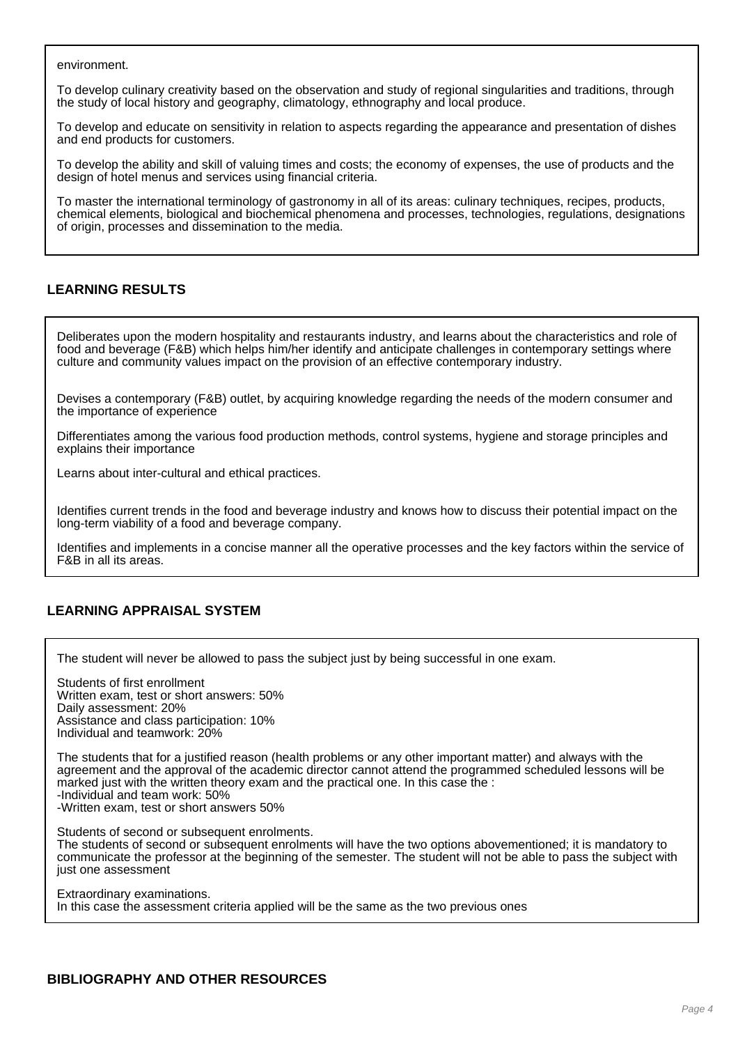environment.

To develop culinary creativity based on the observation and study of regional singularities and traditions, through the study of local history and geography, climatology, ethnography and local produce.

To develop and educate on sensitivity in relation to aspects regarding the appearance and presentation of dishes and end products for customers.

To develop the ability and skill of valuing times and costs; the economy of expenses, the use of products and the design of hotel menus and services using financial criteria.

To master the international terminology of gastronomy in all of its areas: culinary techniques, recipes, products, chemical elements, biological and biochemical phenomena and processes, technologies, regulations, designations of origin, processes and dissemination to the media.

## LEARNING RESULTS

Deliberates upon the modern hospitality and restaurants industry, and learns about the characteristics and role of food and beverage (F&B) which helps him/her identify and anticipate challenges in contemporary settings where culture and community values impact on the provision of an effective contemporary industry.

Devises a contemporary (F&B) outlet, by acquiring knowledge regarding the needs of the modern consumer and the importance of experience

Differentiates among the various food production methods, control systems, hygiene and storage principles and explains their importance

Learns about inter-cultural and ethical practices.

Identifies current trends in the food and beverage industry and knows how to discuss their potential impact on the long-term viability of a food and beverage company.

Identifies and implements in a concise manner all the operative processes and the key factors within the service of F&B in all its areas.

## LEARNING APPRAISAL SYSTEM

The student will never be allowed to pass the subject just by being successful in one exam.

Students of first enrollment
Written exam, test or short answers: 50%
Daily assessment: 20%
Assistance and class participation: 10%
Individual and teamwork: 20%

The students that for a justified reason (health problems or any other important matter) and always with the agreement and the approval of the academic director cannot attend the programmed scheduled lessons will be marked just with the written theory exam and the practical one. In this case the :
-Individual and team work: 50%
-Written exam, test or short answers 50%

Students of second or subsequent enrolments.
The students of second or subsequent enrolments will have the two options abovementioned; it is mandatory to communicate the professor at the beginning of the semester. The student will not be able to pass the subject with just one assessment

Extraordinary examinations.
In this case the assessment criteria applied will be the same as the two previous ones

## BIBLIOGRAPHY AND OTHER RESOURCES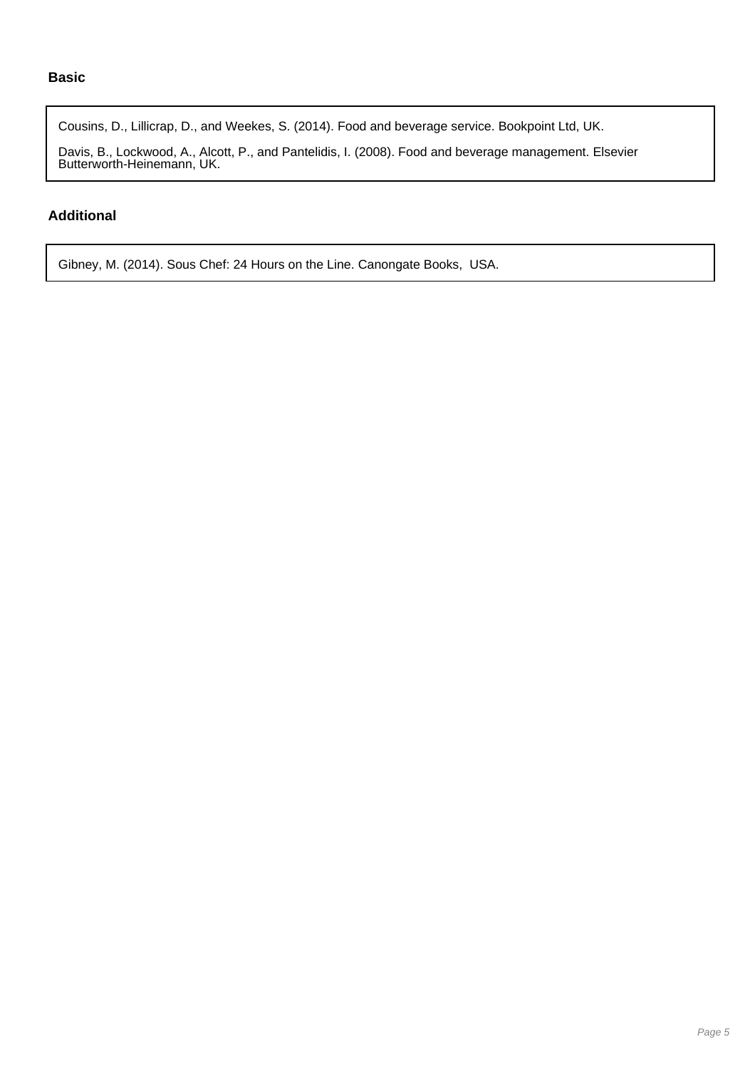**Basic**

Cousins, D., Lillicrap, D., and Weekes, S. (2014). Food and beverage service. Bookpoint Ltd, UK.

Davis, B., Lockwood, A., Alcott, P., and Pantelidis, I. (2008). Food and beverage management. Elsevier Butterworth-Heinemann, UK.

**Additional**

Gibney, M. (2014). Sous Chef: 24 Hours on the Line. Canongate Books, USA.